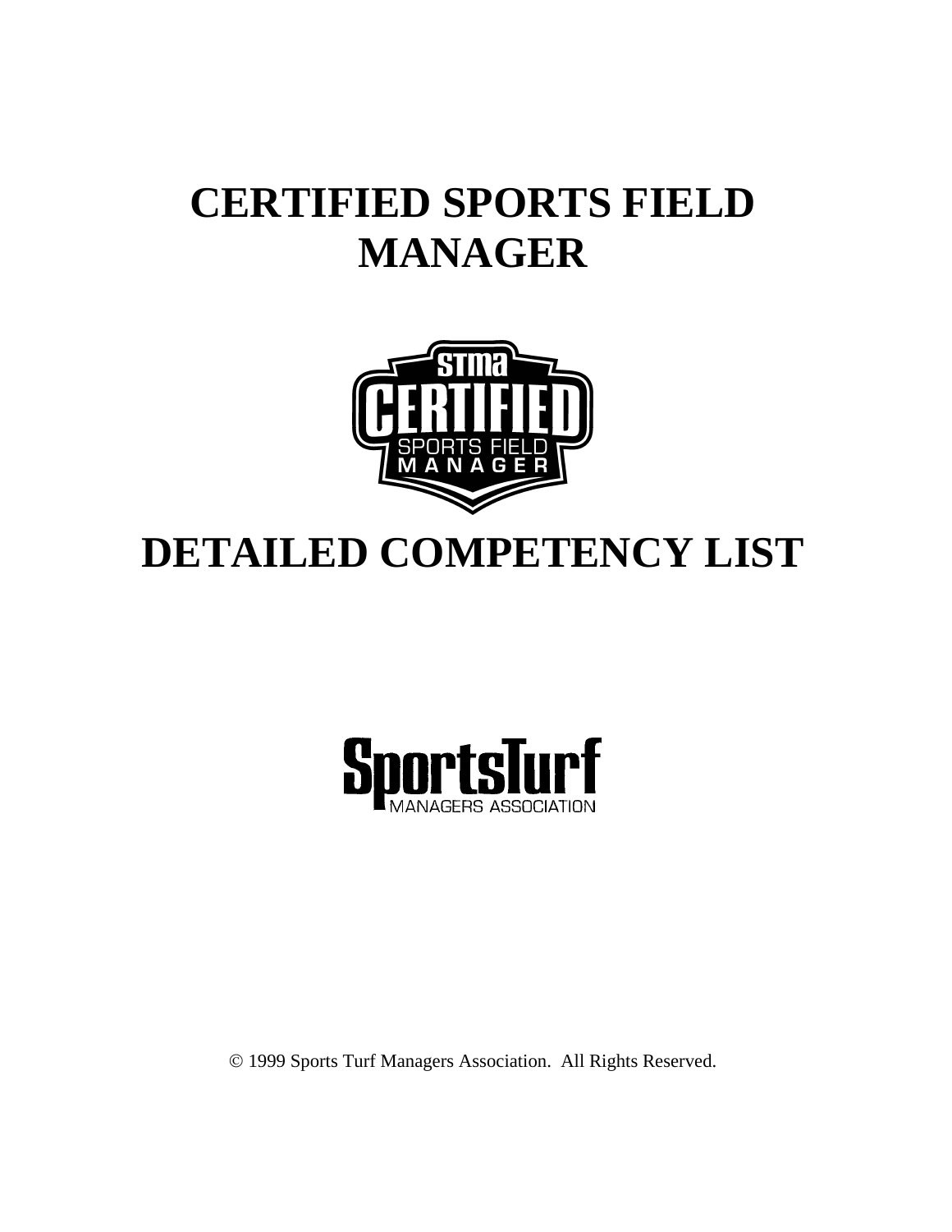# CERTIFIED SPORTS FIELD MANAGER

# DETAILED COMPETENCY LIST

© 1999 Sports Turf Managers Association. All Rights Reserved.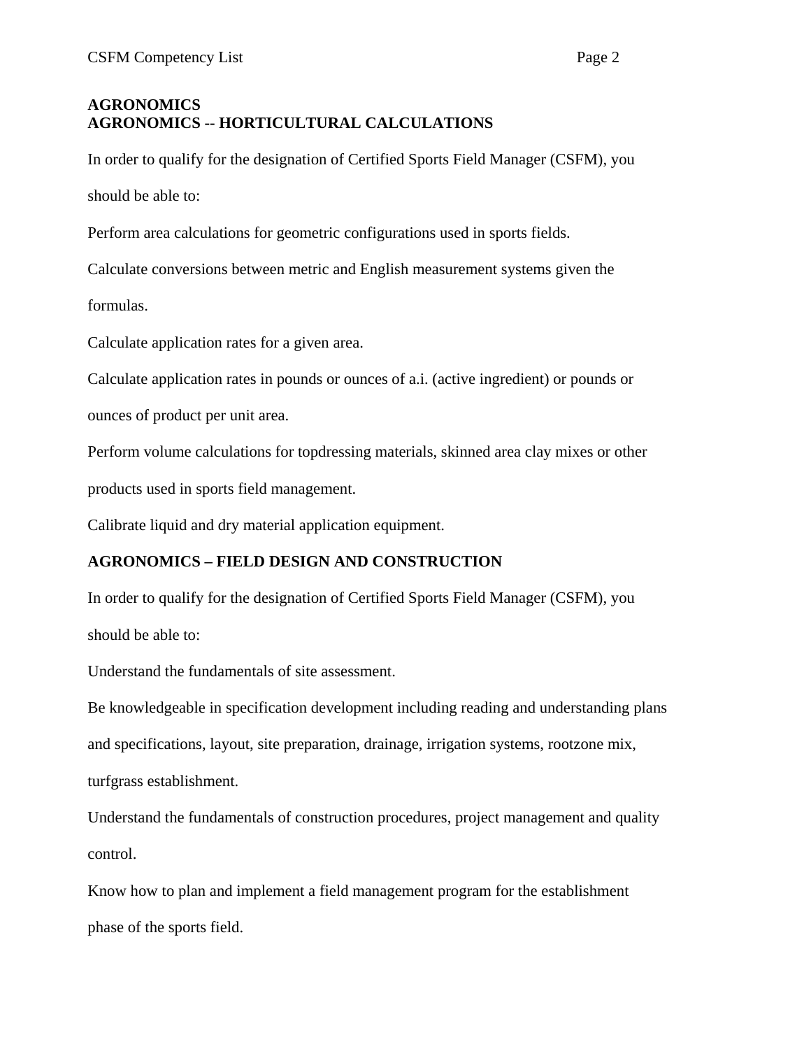## AGRONOMICS

## AGRONOMICS -- HORTICULTURAL CALCULATIONS

In order to qualify for the designation of Certified Sports Field Manager (CSFM), you should be able to:

Perform area calculations for geometric configurations used in sports fields.

Calculate conversions between metric and English measurement systems given the formulas.

Calculate application rates for a given area.

Calculate application rates in pounds or ounces of a.i. (active ingredient) or pounds or ounces of product per unit area.

Perform volume calculations for topdressing materials, skinned area clay mixes or other products used in sports field management.

Calibrate liquid and dry material application equipment.

## AGRONOMICS – FIELD DESIGN AND CONSTRUCTION

In order to qualify for the designation of Certified Sports Field Manager (CSFM), you should be able to:

Understand the fundamentals of site assessment.

Be knowledgeable in specification development including reading and understanding plans and specifications, layout, site preparation, drainage, irrigation systems, rootzone mix, turfgrass establishment.

Understand the fundamentals of construction procedures, project management and quality control.

Know how to plan and implement a field management program for the establishment phase of the sports field.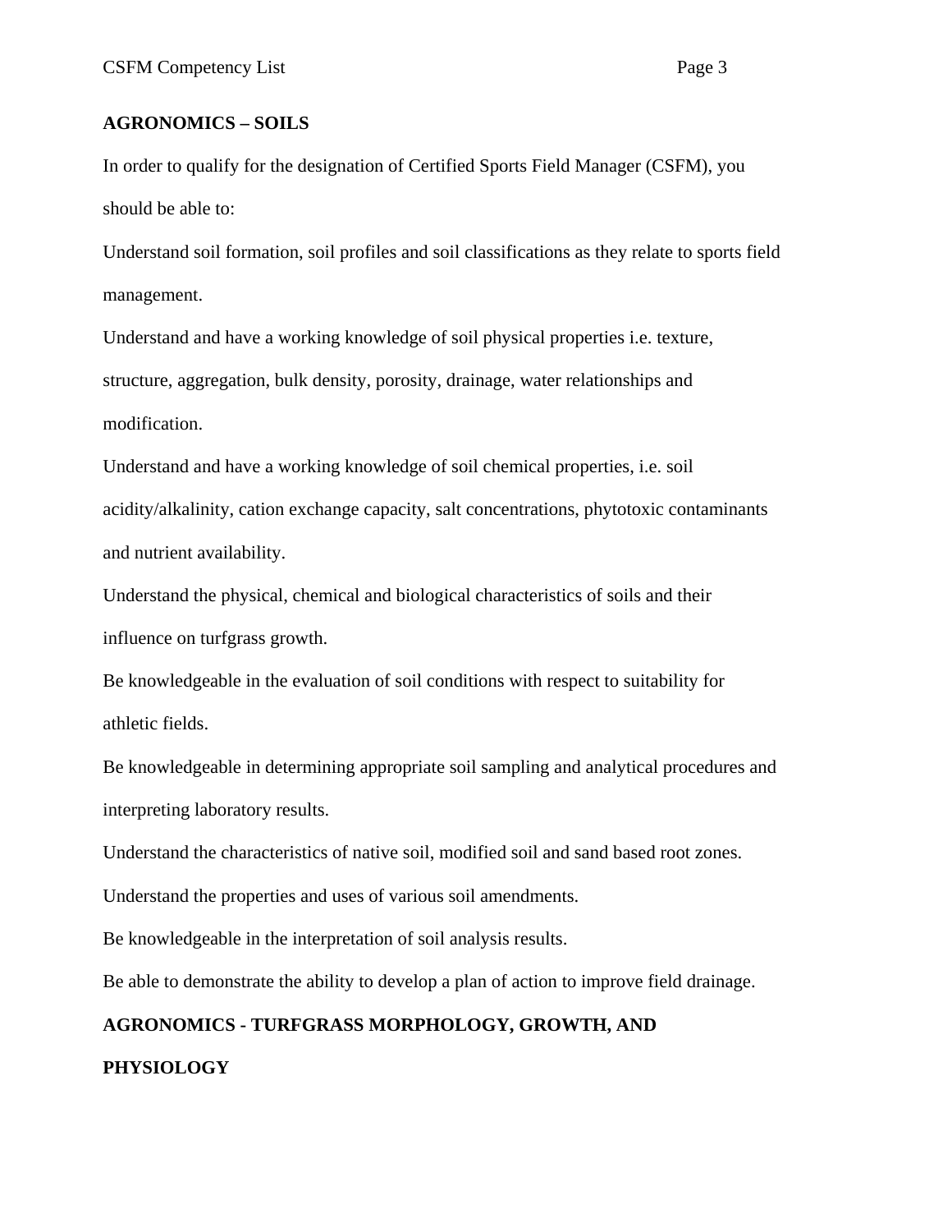## AGRONOMICS – SOILS

In order to qualify for the designation of Certified Sports Field Manager (CSFM), you should be able to:

Understand soil formation, soil profiles and soil classifications as they relate to sports field management.

Understand and have a working knowledge of soil physical properties i.e. texture, structure, aggregation, bulk density, porosity, drainage, water relationships and modification.

Understand and have a working knowledge of soil chemical properties, i.e. soil acidity/alkalinity, cation exchange capacity, salt concentrations, phytotoxic contaminants and nutrient availability.

Understand the physical, chemical and biological characteristics of soils and their influence on turfgrass growth.

Be knowledgeable in the evaluation of soil conditions with respect to suitability for athletic fields.

Be knowledgeable in determining appropriate soil sampling and analytical procedures and interpreting laboratory results.

Understand the characteristics of native soil, modified soil and sand based root zones.

Understand the properties and uses of various soil amendments.

Be knowledgeable in the interpretation of soil analysis results.

Be able to demonstrate the ability to develop a plan of action to improve field drainage.

## AGRONOMICS - TURFGRASS MORPHOLOGY, GROWTH, AND PHYSIOLOGY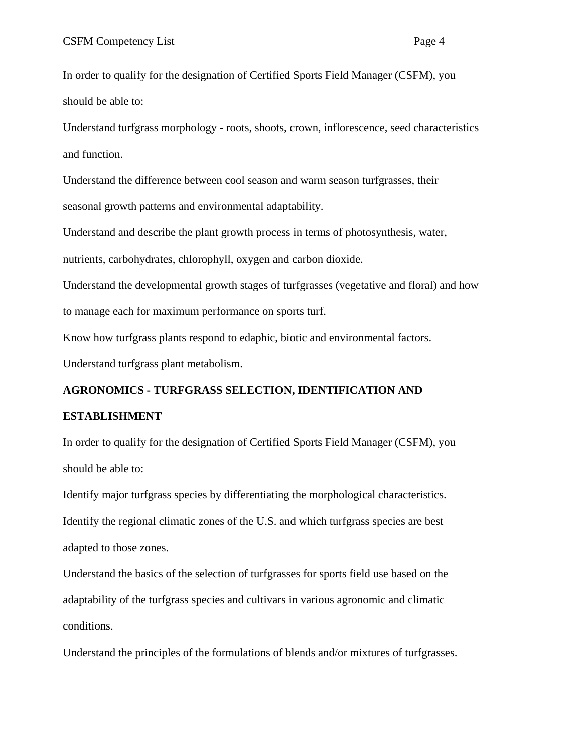In order to qualify for the designation of Certified Sports Field Manager (CSFM), you should be able to:

Understand turfgrass morphology - roots, shoots, crown, inflorescence, seed characteristics and function.

Understand the difference between cool season and warm season turfgrasses, their seasonal growth patterns and environmental adaptability.

Understand and describe the plant growth process in terms of photosynthesis, water, nutrients, carbohydrates, chlorophyll, oxygen and carbon dioxide.

Understand the developmental growth stages of turfgrasses (vegetative and floral) and how to manage each for maximum performance on sports turf.

Know how turfgrass plants respond to edaphic, biotic and environmental factors.

Understand turfgrass plant metabolism.

**AGRONOMICS - TURFGRASS SELECTION, IDENTIFICATION AND ESTABLISHMENT**

In order to qualify for the designation of Certified Sports Field Manager (CSFM), you should be able to:

Identify major turfgrass species by differentiating the morphological characteristics.

Identify the regional climatic zones of the U.S. and which turfgrass species are best adapted to those zones.

Understand the basics of the selection of turfgrasses for sports field use based on the adaptability of the turfgrass species and cultivars in various agronomic and climatic conditions.

Understand the principles of the formulations of blends and/or mixtures of turfgrasses.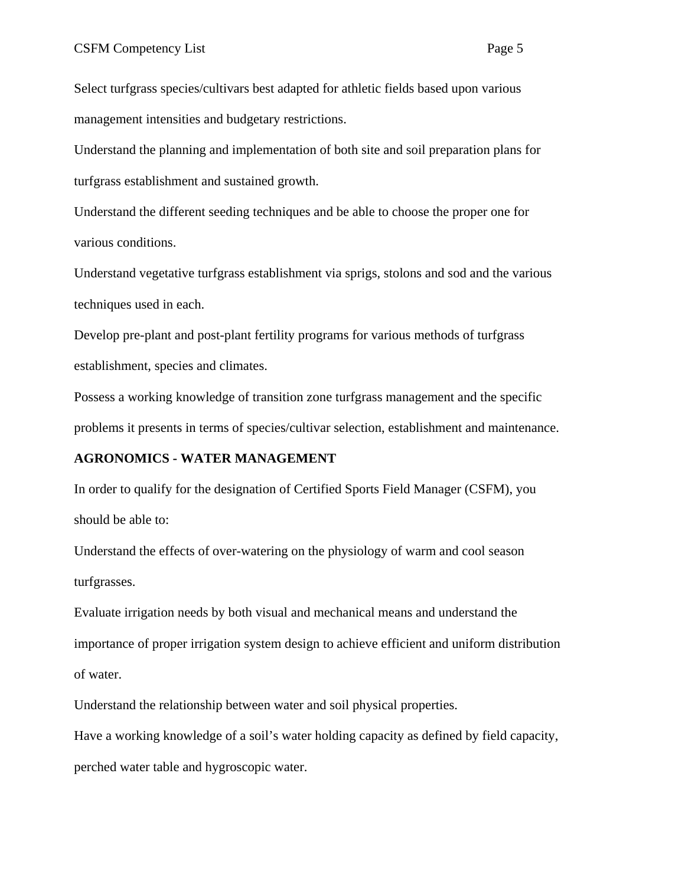Select turfgrass species/cultivars best adapted for athletic fields based upon various management intensities and budgetary restrictions.

Understand the planning and implementation of both site and soil preparation plans for turfgrass establishment and sustained growth.

Understand the different seeding techniques and be able to choose the proper one for various conditions.

Understand vegetative turfgrass establishment via sprigs, stolons and sod and the various techniques used in each.

Develop pre-plant and post-plant fertility programs for various methods of turfgrass establishment, species and climates.

Possess a working knowledge of transition zone turfgrass management and the specific problems it presents in terms of species/cultivar selection, establishment and maintenance.

**AGRONOMICS - WATER MANAGEMENT**

In order to qualify for the designation of Certified Sports Field Manager (CSFM), you should be able to:

Understand the effects of over-watering on the physiology of warm and cool season turfgrasses.

Evaluate irrigation needs by both visual and mechanical means and understand the importance of proper irrigation system design to achieve efficient and uniform distribution of water.

Understand the relationship between water and soil physical properties.

Have a working knowledge of a soil's water holding capacity as defined by field capacity, perched water table and hygroscopic water.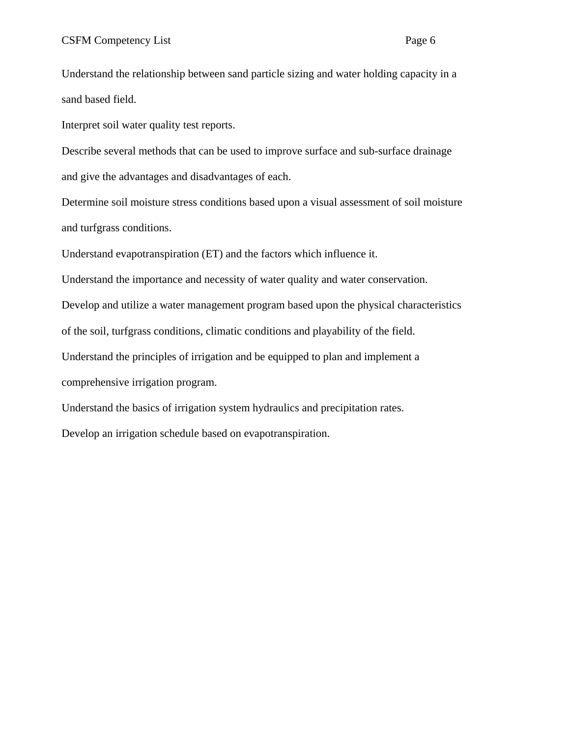Understand the relationship between sand particle sizing and water holding capacity in a sand based field.

Interpret soil water quality test reports.

Describe several methods that can be used to improve surface and sub-surface drainage and give the advantages and disadvantages of each.

Determine soil moisture stress conditions based upon a visual assessment of soil moisture and turfgrass conditions.

Understand evapotranspiration (ET) and the factors which influence it.

Understand the importance and necessity of water quality and water conservation.

Develop and utilize a water management program based upon the physical characteristics of the soil, turfgrass conditions, climatic conditions and playability of the field.

Understand the principles of irrigation and be equipped to plan and implement a comprehensive irrigation program.

Understand the basics of irrigation system hydraulics and precipitation rates.

Develop an irrigation schedule based on evapotranspiration.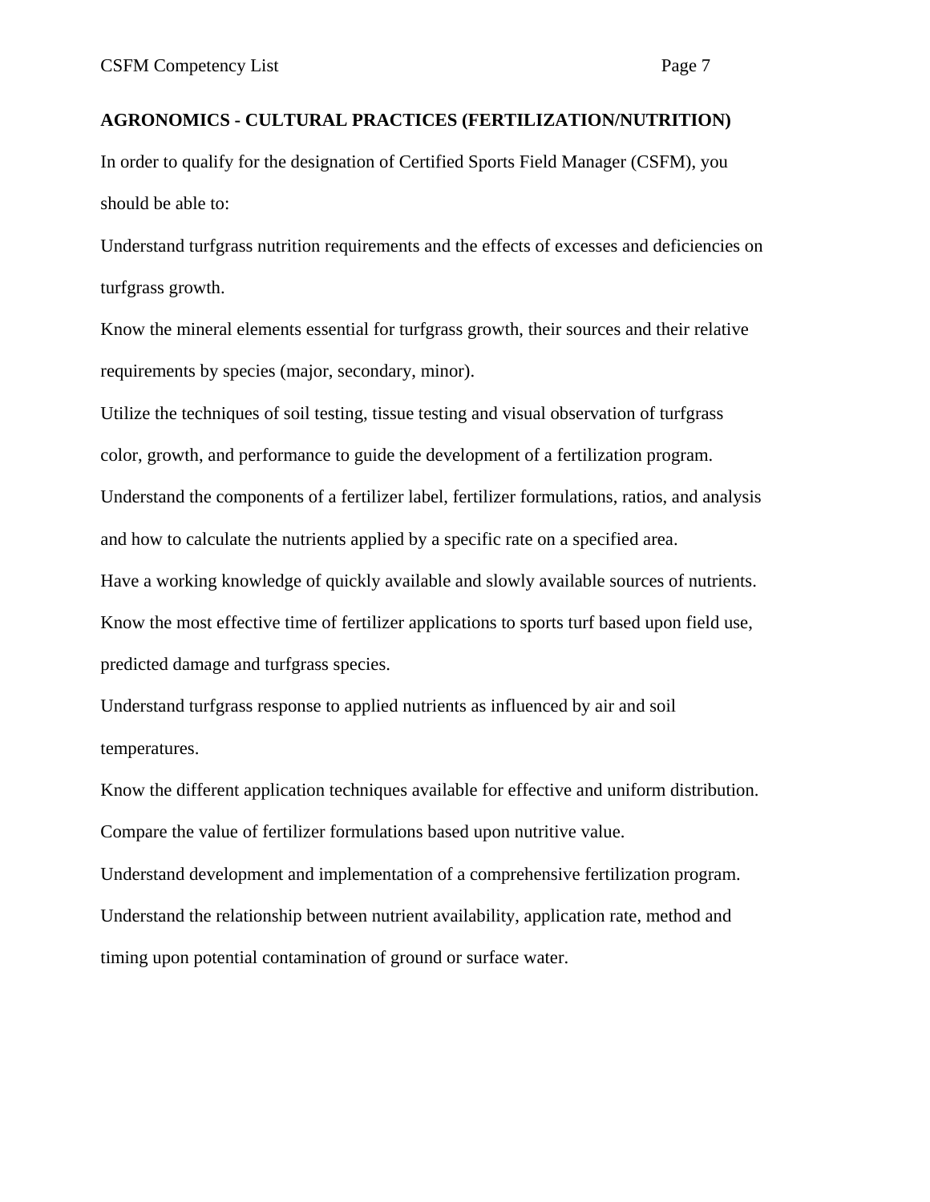## AGRONOMICS - CULTURAL PRACTICES (FERTILIZATION/NUTRITION)

In order to qualify for the designation of Certified Sports Field Manager (CSFM), you should be able to:

Understand turfgrass nutrition requirements and the effects of excesses and deficiencies on turfgrass growth.

Know the mineral elements essential for turfgrass growth, their sources and their relative requirements by species (major, secondary, minor).

Utilize the techniques of soil testing, tissue testing and visual observation of turfgrass color, growth, and performance to guide the development of a fertilization program.

Understand the components of a fertilizer label, fertilizer formulations, ratios, and analysis and how to calculate the nutrients applied by a specific rate on a specified area.

Have a working knowledge of quickly available and slowly available sources of nutrients.

Know the most effective time of fertilizer applications to sports turf based upon field use, predicted damage and turfgrass species.

Understand turfgrass response to applied nutrients as influenced by air and soil temperatures.

Know the different application techniques available for effective and uniform distribution.

Compare the value of fertilizer formulations based upon nutritive value.

Understand development and implementation of a comprehensive fertilization program.

Understand the relationship between nutrient availability, application rate, method and timing upon potential contamination of ground or surface water.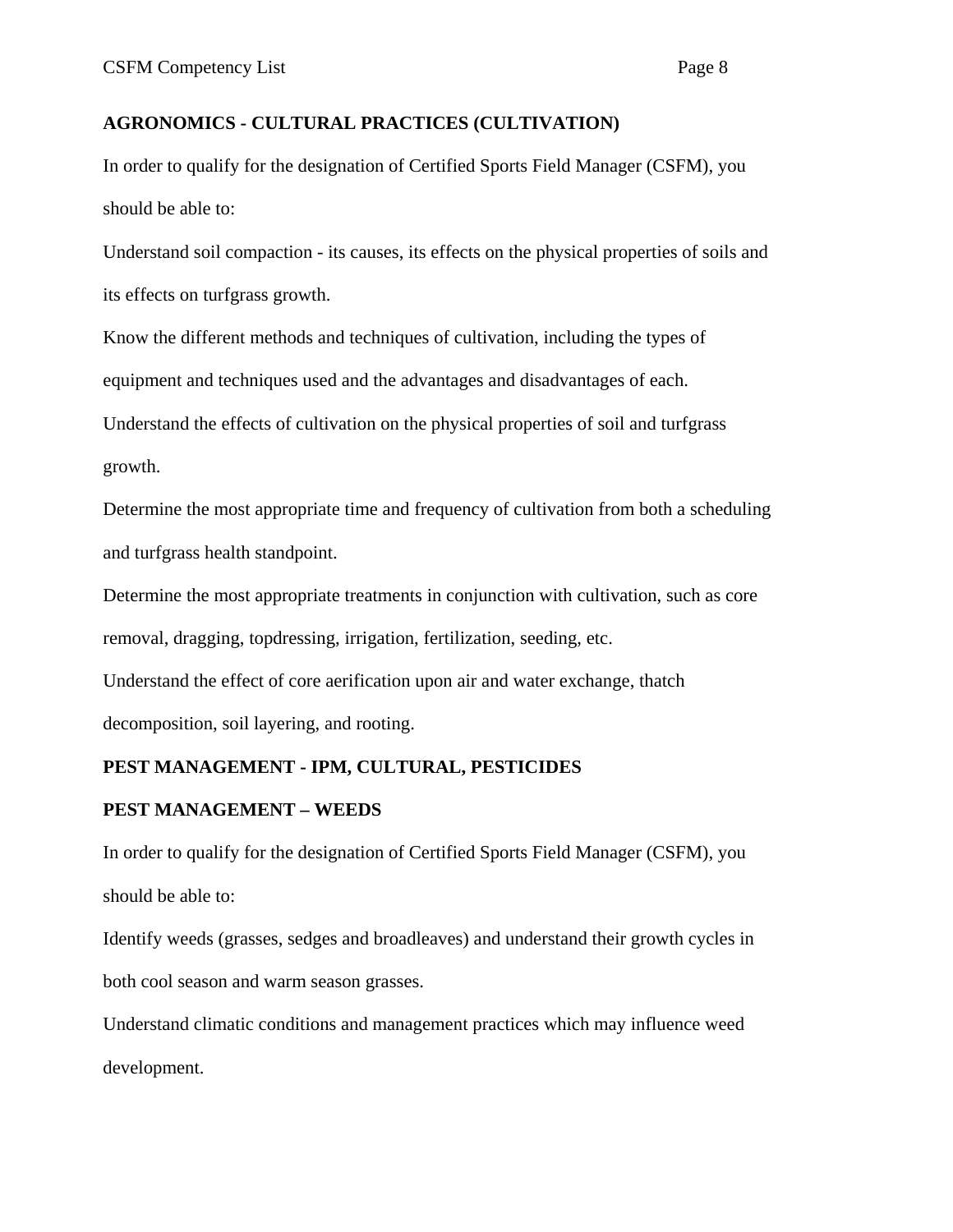**AGRONOMICS - CULTURAL PRACTICES (CULTIVATION)**

In order to qualify for the designation of Certified Sports Field Manager (CSFM), you should be able to:

Understand soil compaction - its causes, its effects on the physical properties of soils and its effects on turfgrass growth.

Know the different methods and techniques of cultivation, including the types of equipment and techniques used and the advantages and disadvantages of each.

Understand the effects of cultivation on the physical properties of soil and turfgrass growth.

Determine the most appropriate time and frequency of cultivation from both a scheduling and turfgrass health standpoint.

Determine the most appropriate treatments in conjunction with cultivation, such as core removal, dragging, topdressing, irrigation, fertilization, seeding, etc.

Understand the effect of core aerification upon air and water exchange, thatch decomposition, soil layering, and rooting.

**PEST MANAGEMENT - IPM, CULTURAL, PESTICIDES**

**PEST MANAGEMENT – WEEDS**

In order to qualify for the designation of Certified Sports Field Manager (CSFM), you should be able to:

Identify weeds (grasses, sedges and broadleaves) and understand their growth cycles in both cool season and warm season grasses.

Understand climatic conditions and management practices which may influence weed development.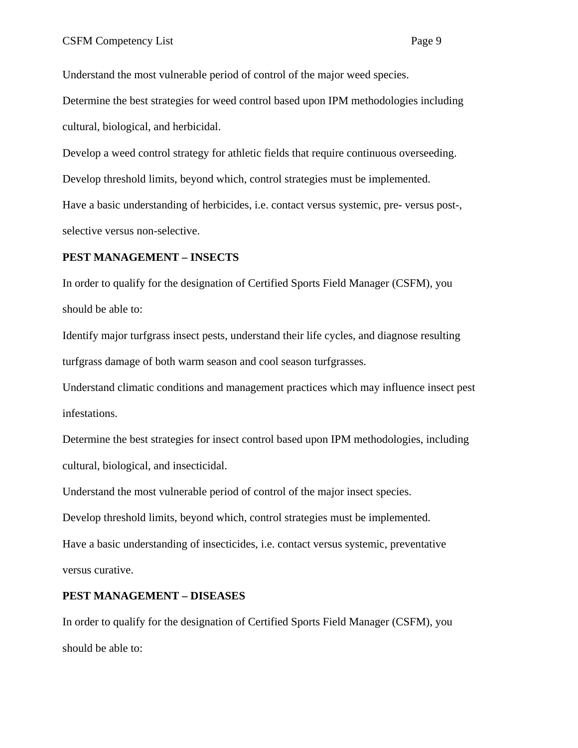Understand the most vulnerable period of control of the major weed species.

Determine the best strategies for weed control based upon IPM methodologies including cultural, biological, and herbicidal.

Develop a weed control strategy for athletic fields that require continuous overseeding.

Develop threshold limits, beyond which, control strategies must be implemented.

Have a basic understanding of herbicides, i.e. contact versus systemic, pre- versus post-, selective versus non-selective.

**PEST MANAGEMENT – INSECTS**

In order to qualify for the designation of Certified Sports Field Manager (CSFM), you should be able to:

Identify major turfgrass insect pests, understand their life cycles, and diagnose resulting turfgrass damage of both warm season and cool season turfgrasses.

Understand climatic conditions and management practices which may influence insect pest infestations.

Determine the best strategies for insect control based upon IPM methodologies, including cultural, biological, and insecticidal.

Understand the most vulnerable period of control of the major insect species.

Develop threshold limits, beyond which, control strategies must be implemented.

Have a basic understanding of insecticides, i.e. contact versus systemic, preventative versus curative.

**PEST MANAGEMENT – DISEASES**

In order to qualify for the designation of Certified Sports Field Manager (CSFM), you should be able to: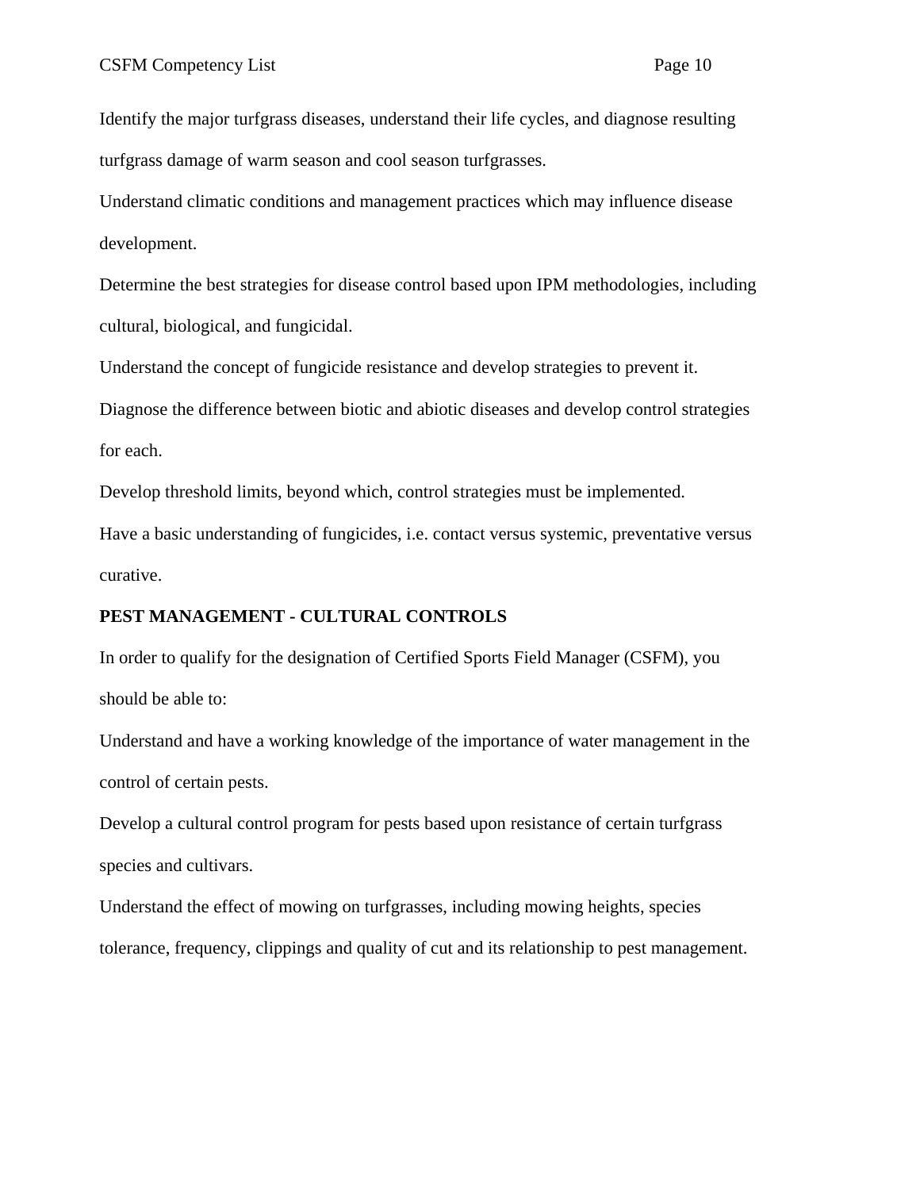Identify the major turfgrass diseases, understand their life cycles, and diagnose resulting turfgrass damage of warm season and cool season turfgrasses.

Understand climatic conditions and management practices which may influence disease development.

Determine the best strategies for disease control based upon IPM methodologies, including cultural, biological, and fungicidal.

Understand the concept of fungicide resistance and develop strategies to prevent it.

Diagnose the difference between biotic and abiotic diseases and develop control strategies for each.

Develop threshold limits, beyond which, control strategies must be implemented.

Have a basic understanding of fungicides, i.e. contact versus systemic, preventative versus curative.

**PEST MANAGEMENT - CULTURAL CONTROLS**

In order to qualify for the designation of Certified Sports Field Manager (CSFM), you should be able to:

Understand and have a working knowledge of the importance of water management in the control of certain pests.

Develop a cultural control program for pests based upon resistance of certain turfgrass species and cultivars.

Understand the effect of mowing on turfgrasses, including mowing heights, species tolerance, frequency, clippings and quality of cut and its relationship to pest management.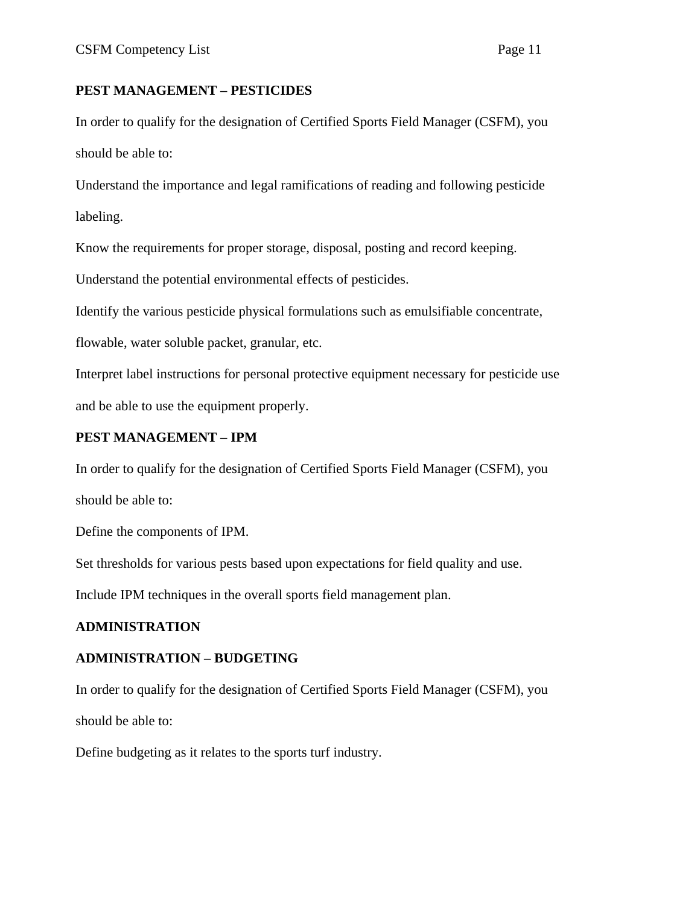## PEST MANAGEMENT – PESTICIDES

In order to qualify for the designation of Certified Sports Field Manager (CSFM), you should be able to:

Understand the importance and legal ramifications of reading and following pesticide labeling.

Know the requirements for proper storage, disposal, posting and record keeping.

Understand the potential environmental effects of pesticides.

Identify the various pesticide physical formulations such as emulsifiable concentrate, flowable, water soluble packet, granular, etc.

Interpret label instructions for personal protective equipment necessary for pesticide use and be able to use the equipment properly.

## PEST MANAGEMENT – IPM

In order to qualify for the designation of Certified Sports Field Manager (CSFM), you should be able to:

Define the components of IPM.

Set thresholds for various pests based upon expectations for field quality and use.

Include IPM techniques in the overall sports field management plan.

# ADMINISTRATION

## ADMINISTRATION – BUDGETING

In order to qualify for the designation of Certified Sports Field Manager (CSFM), you should be able to:

Define budgeting as it relates to the sports turf industry.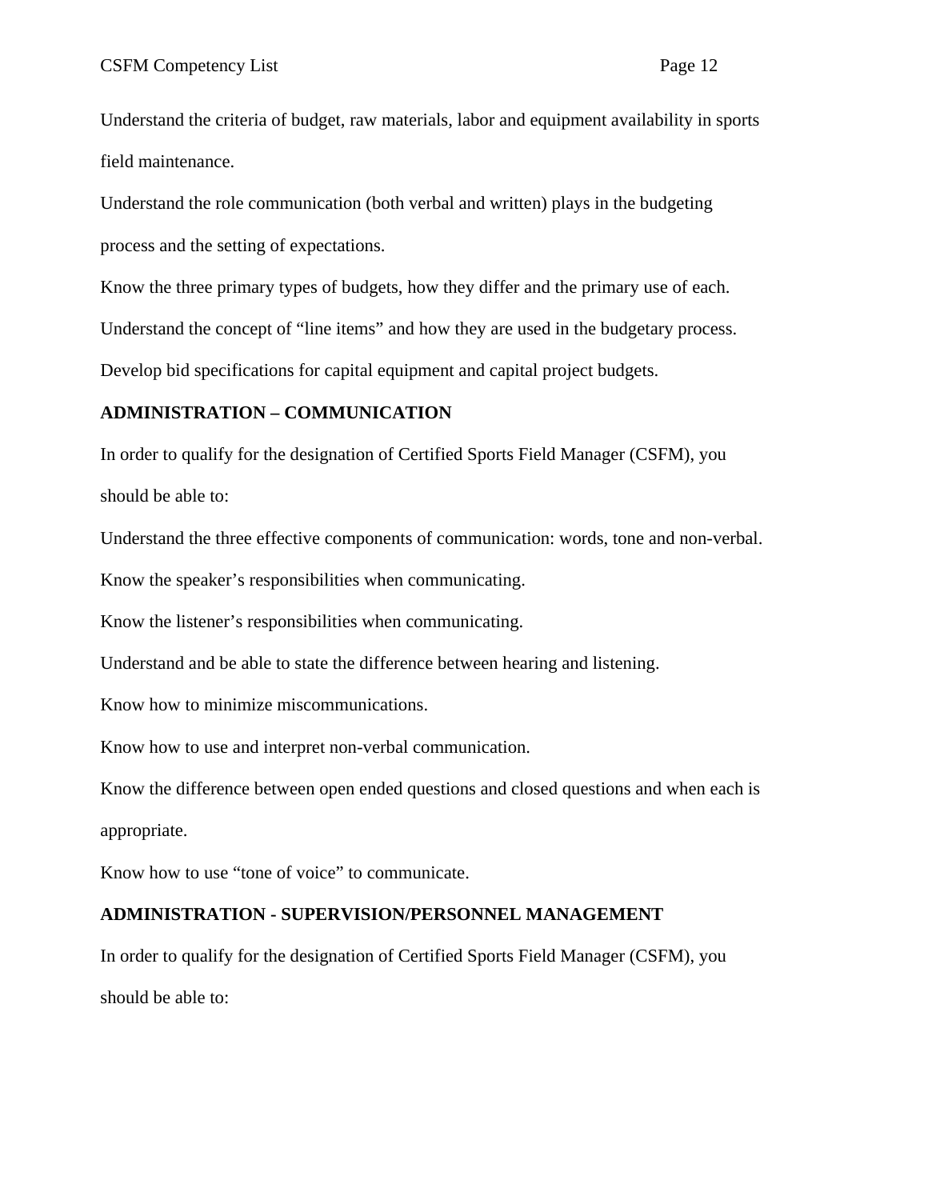Understand the criteria of budget, raw materials, labor and equipment availability in sports field maintenance.

Understand the role communication (both verbal and written) plays in the budgeting process and the setting of expectations.

Know the three primary types of budgets, how they differ and the primary use of each.

Understand the concept of "line items" and how they are used in the budgetary process.

Develop bid specifications for capital equipment and capital project budgets.

**ADMINISTRATION – COMMUNICATION**

In order to qualify for the designation of Certified Sports Field Manager (CSFM), you should be able to:

Understand the three effective components of communication: words, tone and non-verbal.

Know the speaker's responsibilities when communicating.

Know the listener's responsibilities when communicating.

Understand and be able to state the difference between hearing and listening.

Know how to minimize miscommunications.

Know how to use and interpret non-verbal communication.

Know the difference between open ended questions and closed questions and when each is appropriate.

Know how to use "tone of voice" to communicate.

**ADMINISTRATION - SUPERVISION/PERSONNEL MANAGEMENT**

In order to qualify for the designation of Certified Sports Field Manager (CSFM), you should be able to: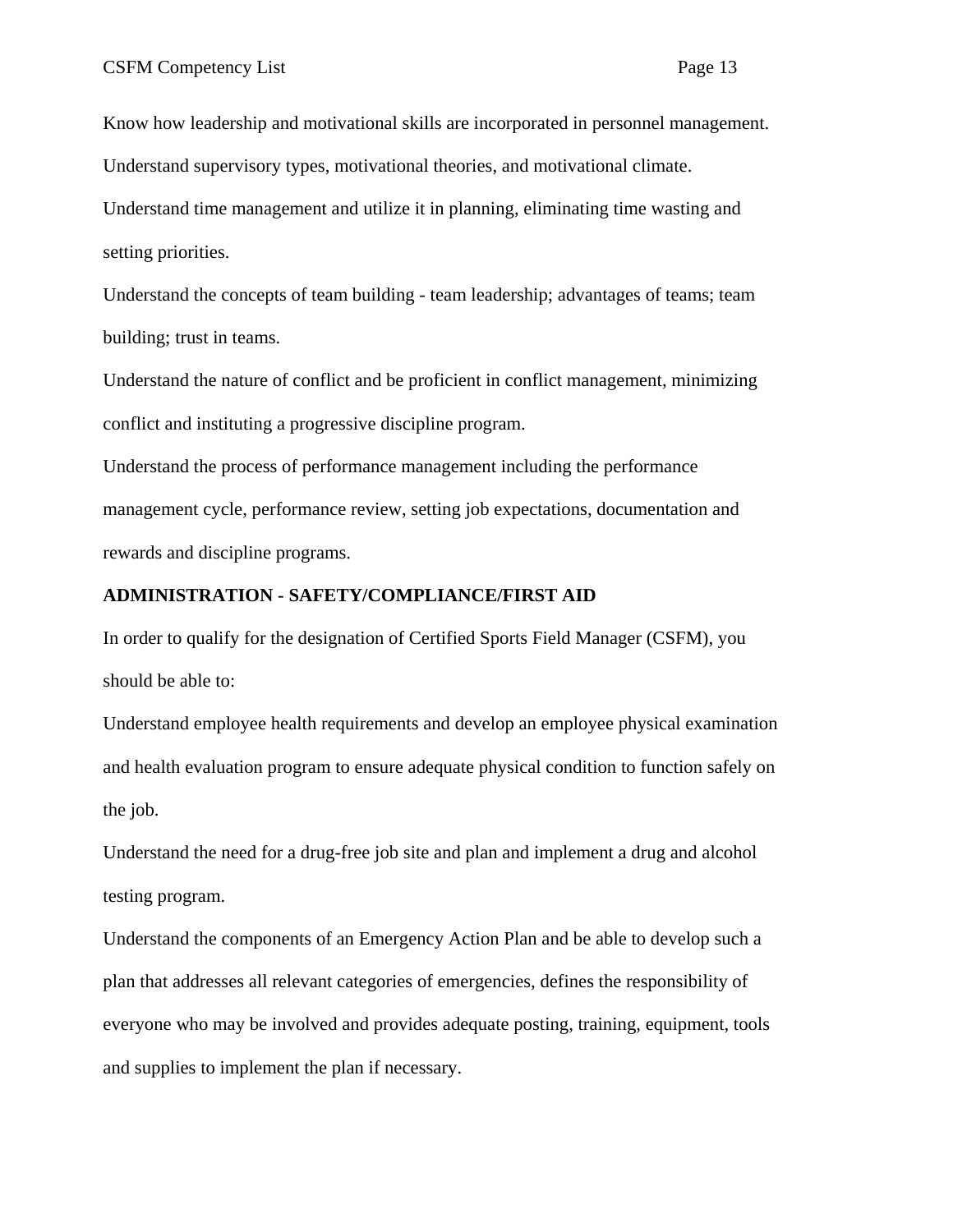Know how leadership and motivational skills are incorporated in personnel management.

Understand supervisory types, motivational theories, and motivational climate.

Understand time management and utilize it in planning, eliminating time wasting and setting priorities.

Understand the concepts of team building - team leadership; advantages of teams; team building; trust in teams.

Understand the nature of conflict and be proficient in conflict management, minimizing conflict and instituting a progressive discipline program.

Understand the process of performance management including the performance management cycle, performance review, setting job expectations, documentation and rewards and discipline programs.

**ADMINISTRATION - SAFETY/COMPLIANCE/FIRST AID**

In order to qualify for the designation of Certified Sports Field Manager (CSFM), you should be able to:

Understand employee health requirements and develop an employee physical examination and health evaluation program to ensure adequate physical condition to function safely on the job.

Understand the need for a drug-free job site and plan and implement a drug and alcohol testing program.

Understand the components of an Emergency Action Plan and be able to develop such a plan that addresses all relevant categories of emergencies, defines the responsibility of everyone who may be involved and provides adequate posting, training, equipment, tools and supplies to implement the plan if necessary.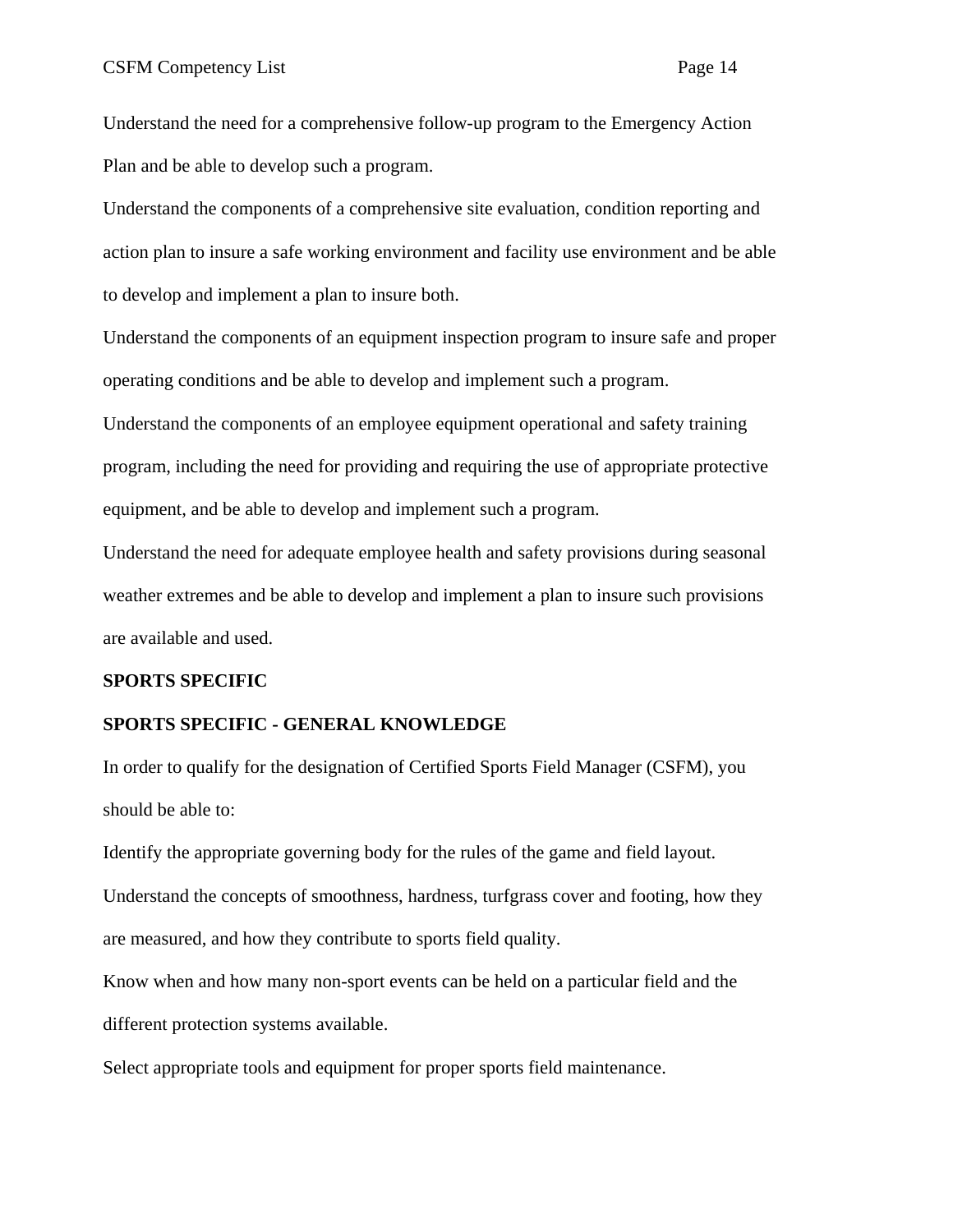Understand the need for a comprehensive follow-up program to the Emergency Action Plan and be able to develop such a program.

Understand the components of a comprehensive site evaluation, condition reporting and action plan to insure a safe working environment and facility use environment and be able to develop and implement a plan to insure both.

Understand the components of an equipment inspection program to insure safe and proper operating conditions and be able to develop and implement such a program.

Understand the components of an employee equipment operational and safety training program, including the need for providing and requiring the use of appropriate protective equipment, and be able to develop and implement such a program.

Understand the need for adequate employee health and safety provisions during seasonal weather extremes and be able to develop and implement a plan to insure such provisions are available and used.

## SPORTS SPECIFIC

### SPORTS SPECIFIC - GENERAL KNOWLEDGE

In order to qualify for the designation of Certified Sports Field Manager (CSFM), you should be able to:

Identify the appropriate governing body for the rules of the game and field layout.

Understand the concepts of smoothness, hardness, turfgrass cover and footing, how they are measured, and how they contribute to sports field quality.

Know when and how many non-sport events can be held on a particular field and the different protection systems available.

Select appropriate tools and equipment for proper sports field maintenance.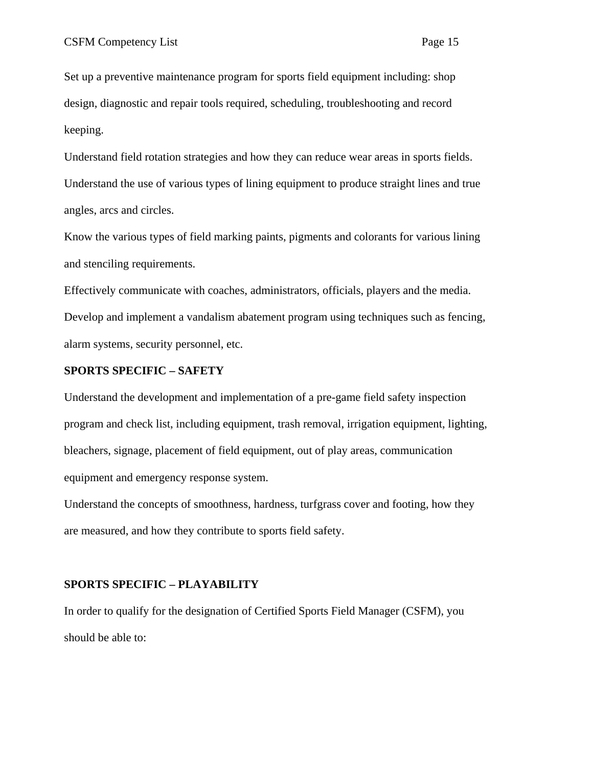Set up a preventive maintenance program for sports field equipment including: shop design, diagnostic and repair tools required, scheduling, troubleshooting and record keeping.

Understand field rotation strategies and how they can reduce wear areas in sports fields.

Understand the use of various types of lining equipment to produce straight lines and true angles, arcs and circles.

Know the various types of field marking paints, pigments and colorants for various lining and stenciling requirements.

Effectively communicate with coaches, administrators, officials, players and the media.

Develop and implement a vandalism abatement program using techniques such as fencing, alarm systems, security personnel, etc.

**SPORTS SPECIFIC – SAFETY**

Understand the development and implementation of a pre-game field safety inspection program and check list, including equipment, trash removal, irrigation equipment, lighting, bleachers, signage, placement of field equipment, out of play areas, communication equipment and emergency response system.

Understand the concepts of smoothness, hardness, turfgrass cover and footing, how they are measured, and how they contribute to sports field safety.

**SPORTS SPECIFIC – PLAYABILITY**

In order to qualify for the designation of Certified Sports Field Manager (CSFM), you should be able to: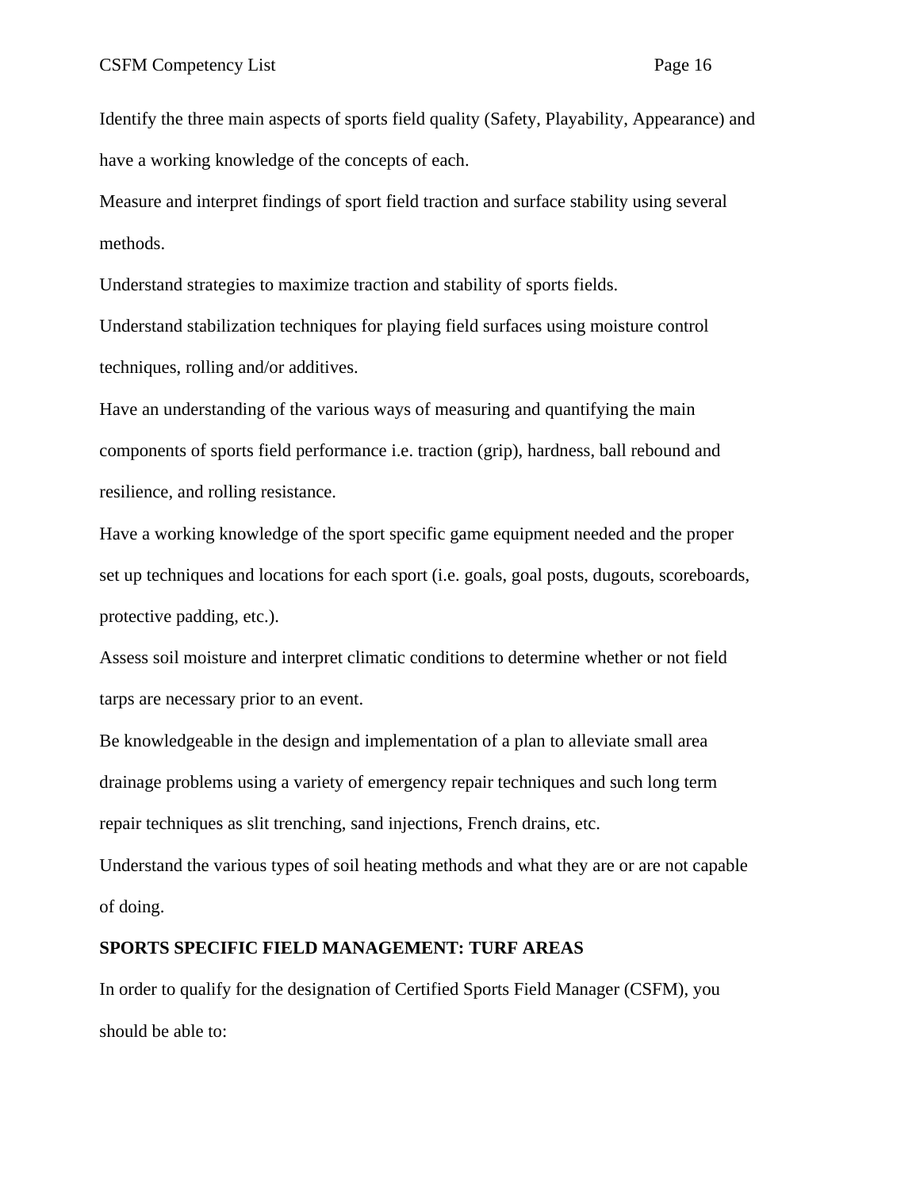Identify the three main aspects of sports field quality (Safety, Playability, Appearance) and have a working knowledge of the concepts of each.

Measure and interpret findings of sport field traction and surface stability using several methods.

Understand strategies to maximize traction and stability of sports fields.

Understand stabilization techniques for playing field surfaces using moisture control techniques, rolling and/or additives.

Have an understanding of the various ways of measuring and quantifying the main components of sports field performance i.e. traction (grip), hardness, ball rebound and resilience, and rolling resistance.

Have a working knowledge of the sport specific game equipment needed and the proper set up techniques and locations for each sport (i.e. goals, goal posts, dugouts, scoreboards, protective padding, etc.).

Assess soil moisture and interpret climatic conditions to determine whether or not field tarps are necessary prior to an event.

Be knowledgeable in the design and implementation of a plan to alleviate small area drainage problems using a variety of emergency repair techniques and such long term repair techniques as slit trenching, sand injections, French drains, etc.

Understand the various types of soil heating methods and what they are or are not capable of doing.

**SPORTS SPECIFIC FIELD MANAGEMENT: TURF AREAS**

In order to qualify for the designation of Certified Sports Field Manager (CSFM), you should be able to: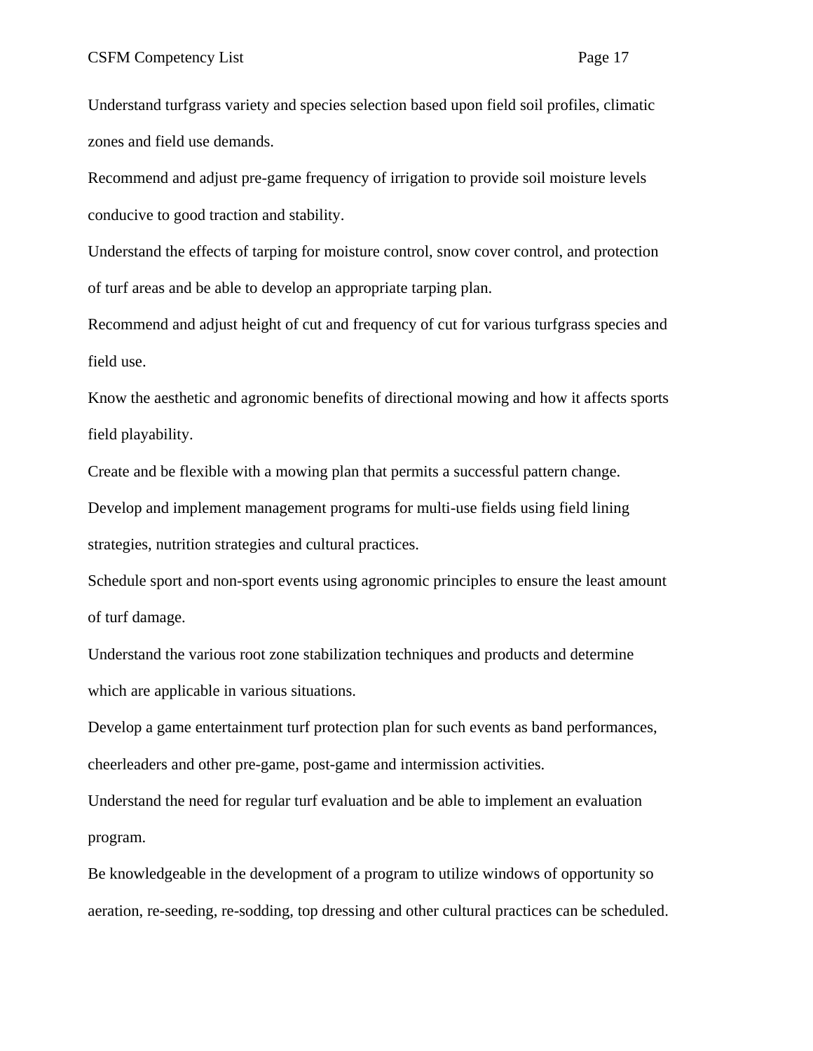Understand turfgrass variety and species selection based upon field soil profiles, climatic zones and field use demands.

Recommend and adjust pre-game frequency of irrigation to provide soil moisture levels conducive to good traction and stability.

Understand the effects of tarping for moisture control, snow cover control, and protection of turf areas and be able to develop an appropriate tarping plan.

Recommend and adjust height of cut and frequency of cut for various turfgrass species and field use.

Know the aesthetic and agronomic benefits of directional mowing and how it affects sports field playability.

Create and be flexible with a mowing plan that permits a successful pattern change.

Develop and implement management programs for multi-use fields using field lining strategies, nutrition strategies and cultural practices.

Schedule sport and non-sport events using agronomic principles to ensure the least amount of turf damage.

Understand the various root zone stabilization techniques and products and determine which are applicable in various situations.

Develop a game entertainment turf protection plan for such events as band performances, cheerleaders and other pre-game, post-game and intermission activities.

Understand the need for regular turf evaluation and be able to implement an evaluation program.

Be knowledgeable in the development of a program to utilize windows of opportunity so aeration, re-seeding, re-sodding, top dressing and other cultural practices can be scheduled.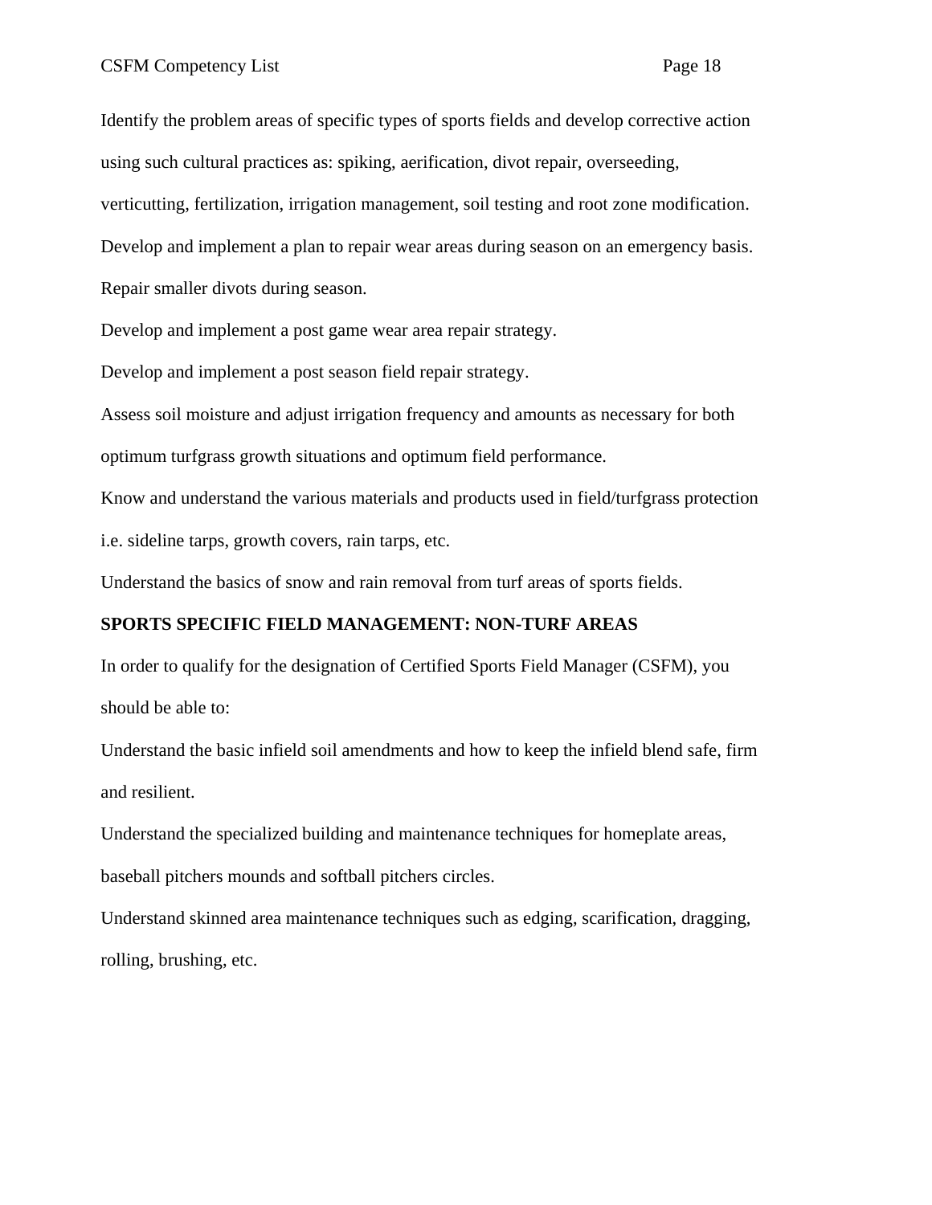Identify the problem areas of specific types of sports fields and develop corrective action using such cultural practices as: spiking, aerification, divot repair, overseeding, verticutting, fertilization, irrigation management, soil testing and root zone modification.

Develop and implement a plan to repair wear areas during season on an emergency basis.

Repair smaller divots during season.

Develop and implement a post game wear area repair strategy.

Develop and implement a post season field repair strategy.

Assess soil moisture and adjust irrigation frequency and amounts as necessary for both optimum turfgrass growth situations and optimum field performance.

Know and understand the various materials and products used in field/turfgrass protection i.e. sideline tarps, growth covers, rain tarps, etc.

Understand the basics of snow and rain removal from turf areas of sports fields.

**SPORTS SPECIFIC FIELD MANAGEMENT: NON-TURF AREAS**

In order to qualify for the designation of Certified Sports Field Manager (CSFM), you should be able to:

Understand the basic infield soil amendments and how to keep the infield blend safe, firm and resilient.

Understand the specialized building and maintenance techniques for homeplate areas, baseball pitchers mounds and softball pitchers circles.

Understand skinned area maintenance techniques such as edging, scarification, dragging, rolling, brushing, etc.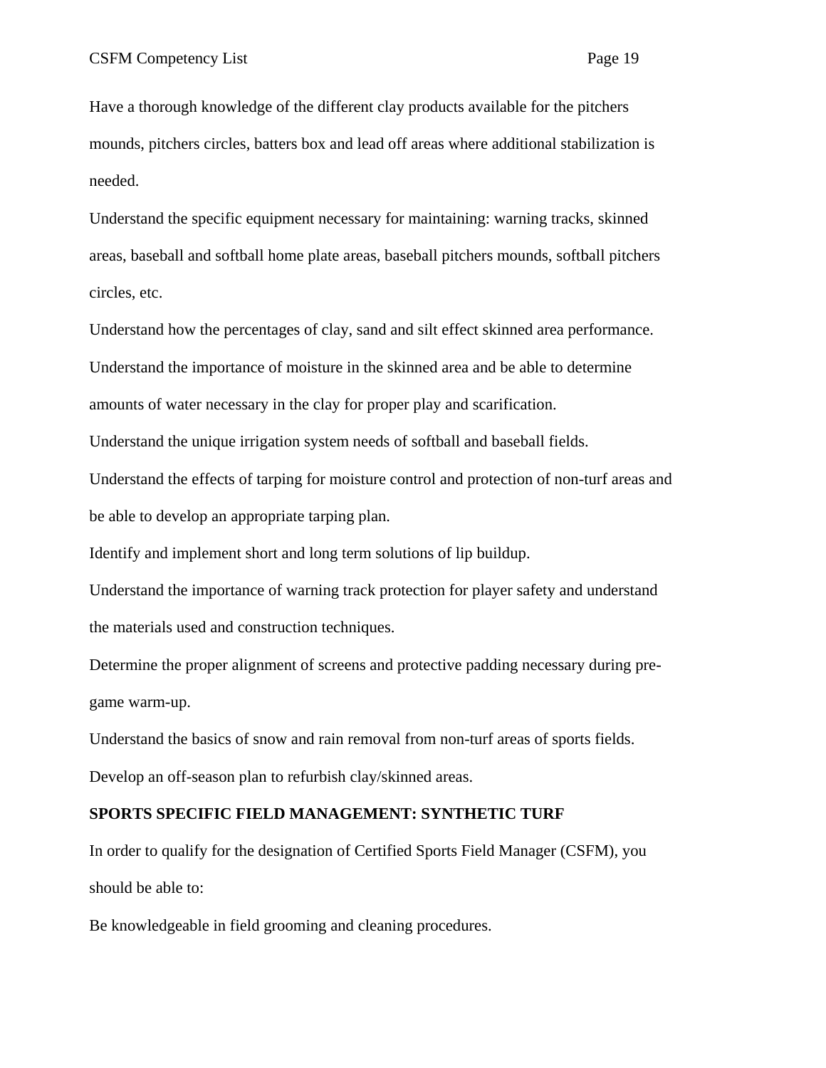Have a thorough knowledge of the different clay products available for the pitchers mounds, pitchers circles, batters box and lead off areas where additional stabilization is needed.

Understand the specific equipment necessary for maintaining: warning tracks, skinned areas, baseball and softball home plate areas, baseball pitchers mounds, softball pitchers circles, etc.

Understand how the percentages of clay, sand and silt effect skinned area performance.

Understand the importance of moisture in the skinned area and be able to determine amounts of water necessary in the clay for proper play and scarification.

Understand the unique irrigation system needs of softball and baseball fields.

Understand the effects of tarping for moisture control and protection of non-turf areas and be able to develop an appropriate tarping plan.

Identify and implement short and long term solutions of lip buildup.

Understand the importance of warning track protection for player safety and understand the materials used and construction techniques.

Determine the proper alignment of screens and protective padding necessary during pre-game warm-up.

Understand the basics of snow and rain removal from non-turf areas of sports fields.

Develop an off-season plan to refurbish clay/skinned areas.

**SPORTS SPECIFIC FIELD MANAGEMENT: SYNTHETIC TURF**

In order to qualify for the designation of Certified Sports Field Manager (CSFM), you should be able to:

Be knowledgeable in field grooming and cleaning procedures.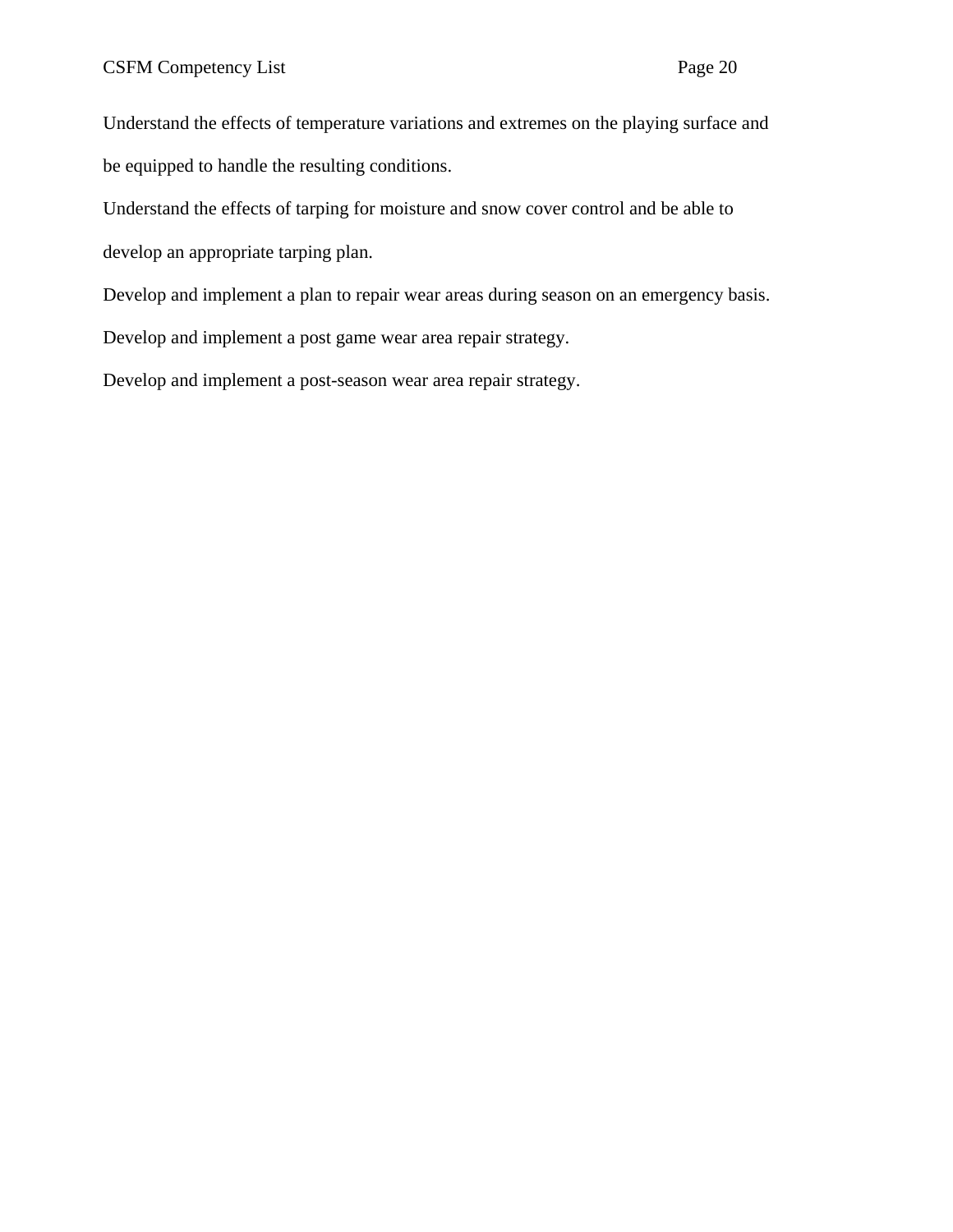Understand the effects of temperature variations and extremes on the playing surface and be equipped to handle the resulting conditions.

Understand the effects of tarping for moisture and snow cover control and be able to develop an appropriate tarping plan.

Develop and implement a plan to repair wear areas during season on an emergency basis.

Develop and implement a post game wear area repair strategy.

Develop and implement a post-season wear area repair strategy.